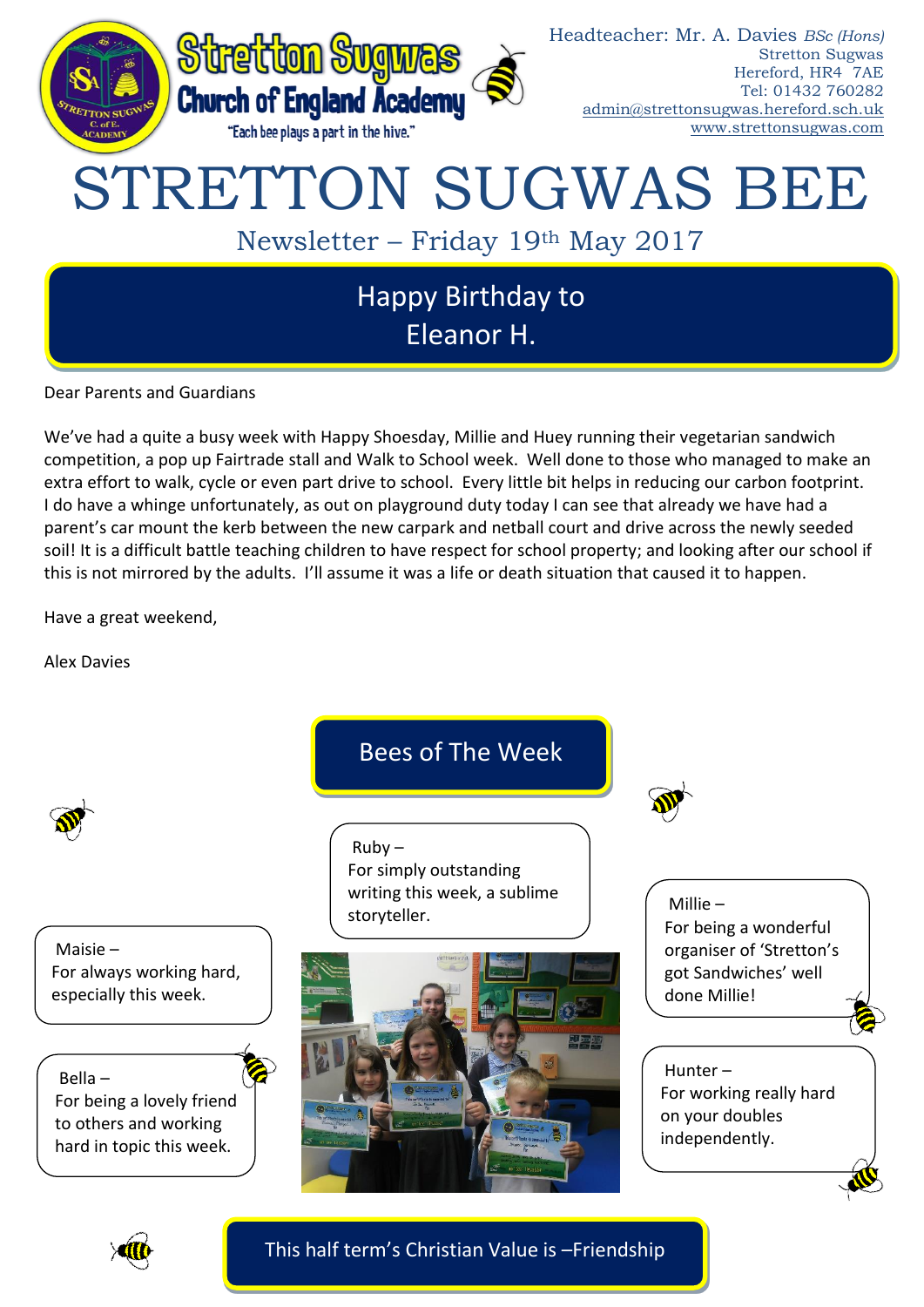**Stretton Sugwas Church of England Academy**

"Each bee plays a part in the hive."

Headteacher: Mr. A. Davies *BSc (Hons)*
Stretton Sugwas
Hereford, HR4 7AE
Tel: 01432 760282
admin@strettonsugwas.hereford.sch.uk
www.strettonsugwas.com

# STRETTON SUGWAS BEE

Newsletter – Friday 19th May 2017

## Happy Birthday to Eleanor H.

Dear Parents and Guardians

We've had a quite a busy week with Happy Shoesday, Millie and Huey running their vegetarian sandwich competition, a pop up Fairtrade stall and Walk to School week. Well done to those who managed to make an extra effort to walk, cycle or even part drive to school. Every little bit helps in reducing our carbon footprint. I do have a whinge unfortunately, as out on playground duty today I can see that already we have had a parent's car mount the kerb between the new carpark and netball court and drive across the newly seeded soil! It is a difficult battle teaching children to have respect for school property; and looking after our school if this is not mirrored by the adults. I'll assume it was a life or death situation that caused it to happen.

Have a great weekend,

Alex Davies

## Bees of The Week

Ruby –
For simply outstanding writing this week, a sublime storyteller.

Maisie –
For always working hard, especially this week.

Bella –
For being a lovely friend to others and working hard in topic this week.

Millie –
For being a wonderful organiser of 'Stretton's got Sandwiches' well done Millie!

Hunter –
For working really hard on your doubles independently.

## This half term's Christian Value is –Friendship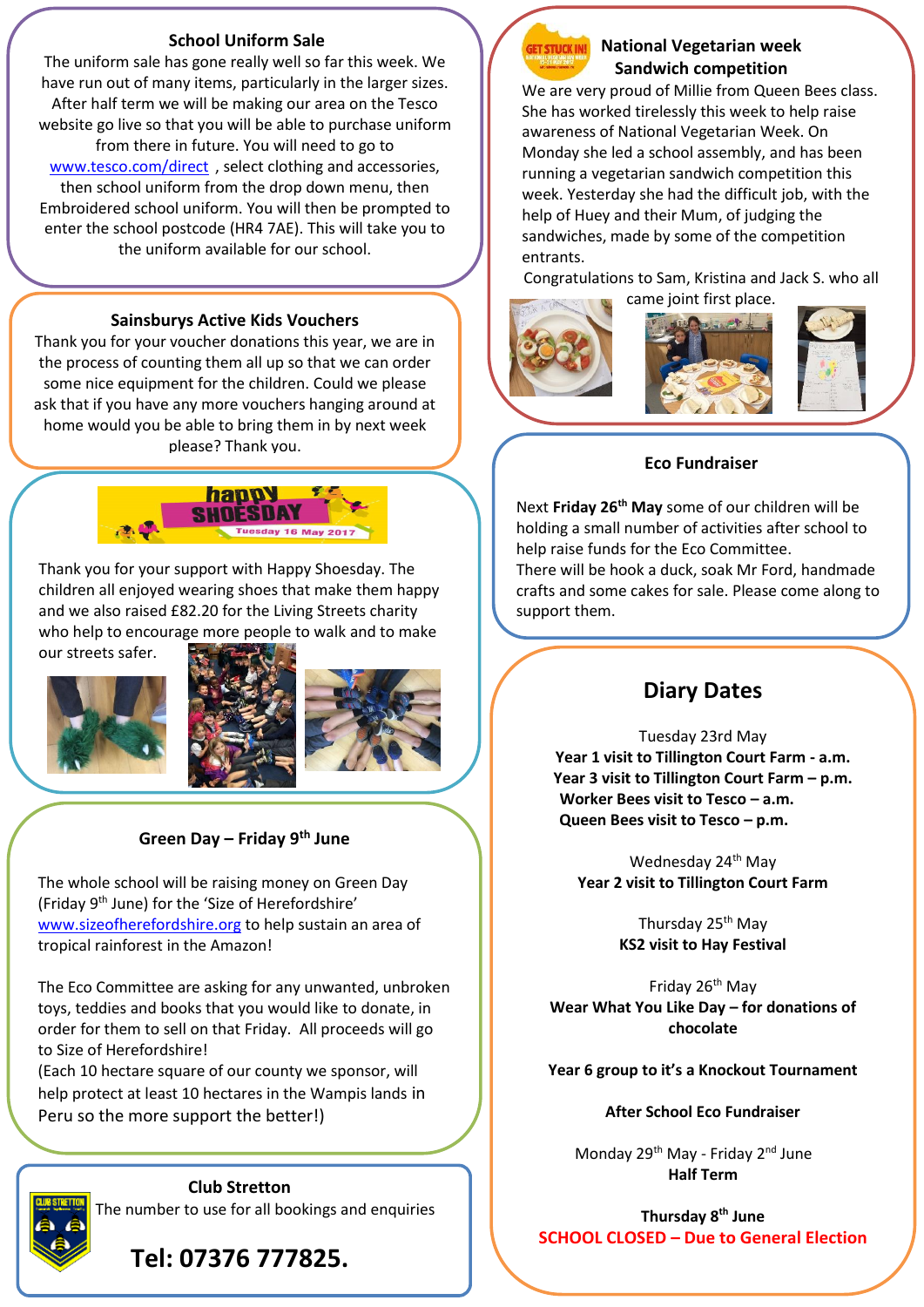## School Uniform Sale

The uniform sale has gone really well so far this week. We have run out of many items, particularly in the larger sizes. After half term we will be making our area on the Tesco website go live so that you will be able to purchase uniform from there in future. You will need to go to www.tesco.com/direct , select clothing and accessories, then school uniform from the drop down menu, then Embroidered school uniform. You will then be prompted to enter the school postcode (HR4 7AE). This will take you to the uniform available for our school.

## Sainsburys Active Kids Vouchers

Thank you for your voucher donations this year, we are in the process of counting them all up so that we can order some nice equipment for the children. Could we please ask that if you have any more vouchers hanging around at home would you be able to bring them in by next week please? Thank you.

## happy SHOESDAY

Tuesday 16 May 2017

Thank you for your support with Happy Shoesday. The children all enjoyed wearing shoes that make them happy and we also raised £82.20 for the Living Streets charity who help to encourage more people to walk and to make our streets safer.

## Green Day – Friday 9th June

The whole school will be raising money on Green Day (Friday 9th June) for the 'Size of Herefordshire' www.sizeofherefordshire.org to help sustain an area of tropical rainforest in the Amazon!

The Eco Committee are asking for any unwanted, unbroken toys, teddies and books that you would like to donate, in order for them to sell on that Friday. All proceeds will go to Size of Herefordshire!

(Each 10 hectare square of our county we sponsor, will help protect at least 10 hectares in the Wampis lands in Peru so the more support the better!)

## Club Stretton

The number to use for all bookings and enquiries

**Tel: 07376 777825.**

## National Vegetarian week Sandwich competition

We are very proud of Millie from Queen Bees class. She has worked tirelessly this week to help raise awareness of National Vegetarian Week. On Monday she led a school assembly, and has been running a vegetarian sandwich competition this week. Yesterday she had the difficult job, with the help of Huey and their Mum, of judging the sandwiches, made by some of the competition entrants.

Congratulations to Sam, Kristina and Jack S. who all came joint first place.

## Eco Fundraiser

Next **Friday 26th May** some of our children will be holding a small number of activities after school to help raise funds for the Eco Committee.

There will be hook a duck, soak Mr Ford, handmade crafts and some cakes for sale. Please come along to support them.

## Diary Dates

Tuesday 23rd May
**Year 1 visit to Tillington Court Farm - a.m.**
**Year 3 visit to Tillington Court Farm – p.m.**
**Worker Bees visit to Tesco – a.m.**
**Queen Bees visit to Tesco – p.m.**

Wednesday 24th May
**Year 2 visit to Tillington Court Farm**

Thursday 25th May
**KS2 visit to Hay Festival**

Friday 26th May
**Wear What You Like Day – for donations of chocolate**

**Year 6 group to it's a Knockout Tournament**

**After School Eco Fundraiser**

Monday 29th May - Friday 2nd June
**Half Term**

**Thursday 8th June**
**SCHOOL CLOSED – Due to General Election**